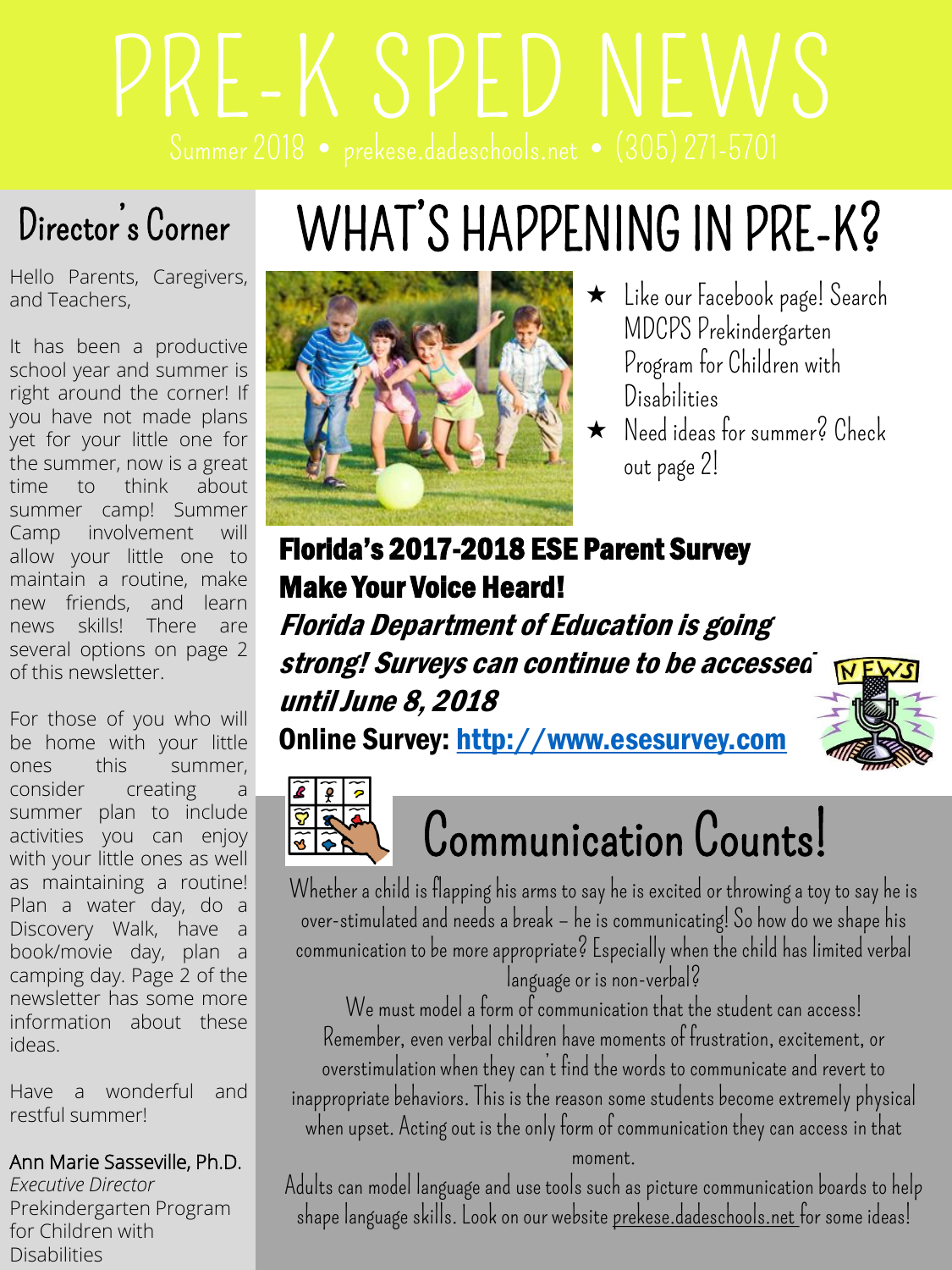# PRE-K SPED NEWS

Summer 2018 • prekese.dadeschools.net • (305) 271-5701

## Director's Corner

Hello Parents, Caregivers, and Teachers,

It has been a productive school year and summer is right around the corner! If you have not made plans yet for your little one for the summer, now is a great time to think about summer camp! Summer Camp involvement will allow your little one to maintain a routine, make new friends, and learn news skills! There are several options on page 2 of this newsletter.

For those of you who will be home with your little ones this summer, consider creating a summer plan to include activities you can enjoy with your little ones as well as maintaining a routine! Plan a water day, do a Discovery Walk, have a book/movie day, plan a camping day. Page 2 of the newsletter has some more information about these ideas.

Have a wonderful and restful summer!

Ann Marie Sasseville, Ph.D.
*Executive Director*
Prekindergarten Program for Children with Disabilities

# WHAT'S HAPPENING IN PRE-K?

- Like our Facebook page! Search MDCPS Prekindergarten Program for Children with Disabilities
- Need ideas for summer? Check out page 2!

## Florida's 2017-2018 ESE Parent Survey
## Make Your Voice Heard!

***Florida Department of Education is going strong! Surveys can continue to be accessed until June 8, 2018***

**Online Survey: http://www.esesurvey.com**

## Communication Counts!

Whether a child is flapping his arms to say he is excited or throwing a toy to say he is over-stimulated and needs a break – he is communicating! So how do we shape his communication to be more appropriate? Especially when the child has limited verbal language or is non-verbal?

We must model a form of communication that the student can access! Remember, even verbal children have moments of frustration, excitement, or overstimulation when they can't find the words to communicate and revert to inappropriate behaviors. This is the reason some students become extremely physical when upset. Acting out is the only form of communication they can access in that moment.

Adults can model language and use tools such as picture communication boards to help shape language skills. Look on our website prekese.dadeschools.net for some ideas!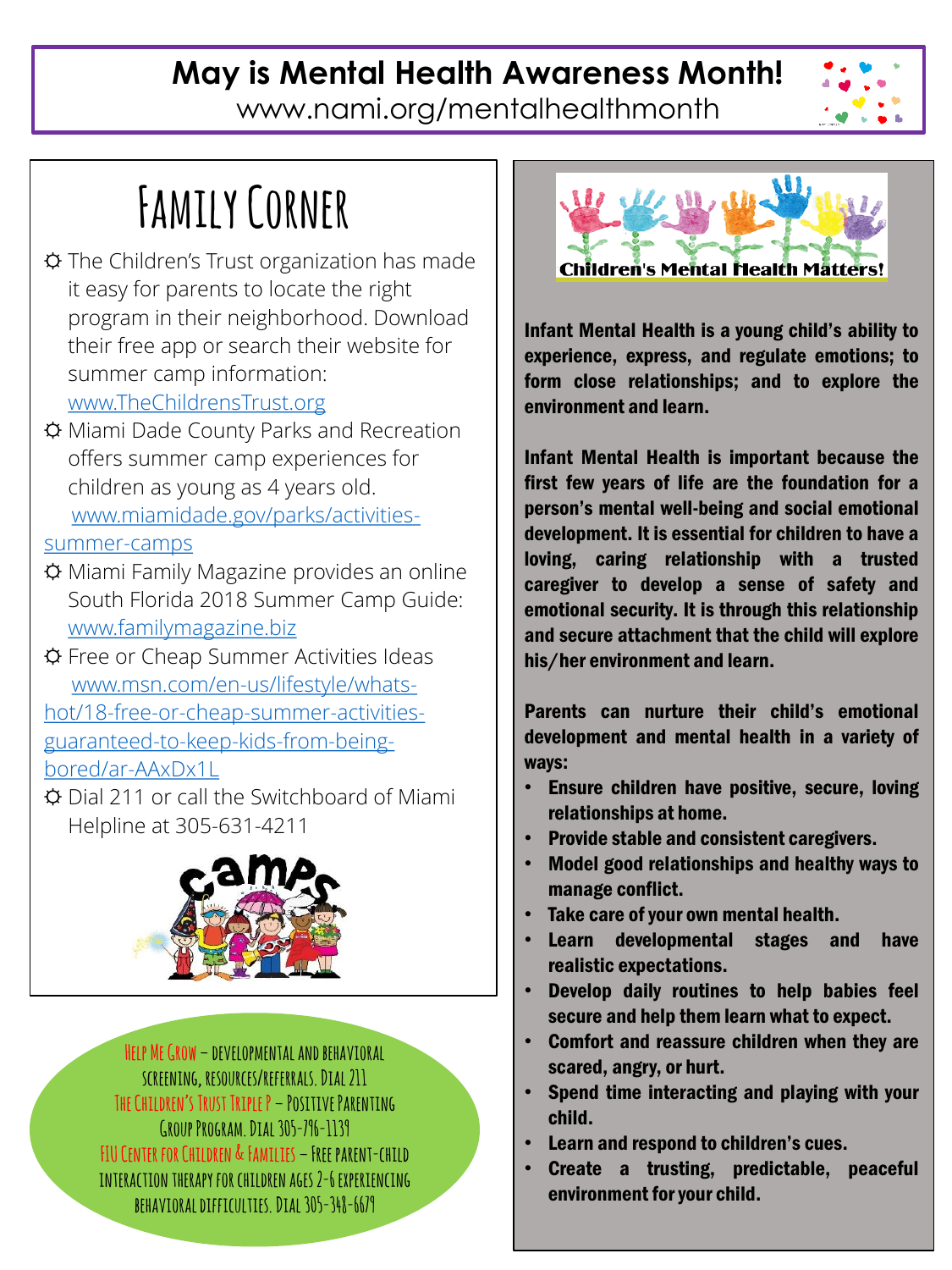# May is Mental Health Awareness Month!

www.nami.org/mentalhealthmonth

## Family Corner

- The Children's Trust organization has made it easy for parents to locate the right program in their neighborhood. Download their free app or search their website for summer camp information: www.TheChildrensTrust.org
- Miami Dade County Parks and Recreation offers summer camp experiences for children as young as 4 years old. www.miamidade.gov/parks/activities-summer-camps
- Miami Family Magazine provides an online South Florida 2018 Summer Camp Guide: www.familymagazine.biz
- Free or Cheap Summer Activities Ideas www.msn.com/en-us/lifestyle/whats-hot/18-free-or-cheap-summer-activities-guaranteed-to-keep-kids-from-being-bored/ar-AAxDx1L
- Dial 211 or call the Switchboard of Miami Helpline at 305-631-4211

camps

Help Me Grow – developmental and behavioral screening, resources/referrals. Dial 211
The Children's Trust Triple P – Positive Parenting Group Program. Dial 305-796-1139
FIU Center for Children & Families – Free parent-child interaction therapy for children ages 2-6 experiencing behavioral difficulties. Dial 305-348-6679

Children's Mental Health Matters!

**Infant Mental Health is a young child's ability to experience, express, and regulate emotions; to form close relationships; and to explore the environment and learn.**

**Infant Mental Health is important because the first few years of life are the foundation for a person's mental well-being and social emotional development. It is essential for children to have a loving, caring relationship with a trusted caregiver to develop a sense of safety and emotional security. It is through this relationship and secure attachment that the child will explore his/her environment and learn.**

**Parents can nurture their child's emotional development and mental health in a variety of ways:**

- **Ensure children have positive, secure, loving relationships at home.**
- **Provide stable and consistent caregivers.**
- **Model good relationships and healthy ways to manage conflict.**
- **Take care of your own mental health.**
- **Learn developmental stages and have realistic expectations.**
- **Develop daily routines to help babies feel secure and help them learn what to expect.**
- **Comfort and reassure children when they are scared, angry, or hurt.**
- **Spend time interacting and playing with your child.**
- **Learn and respond to children's cues.**
- **Create a trusting, predictable, peaceful environment for your child.**